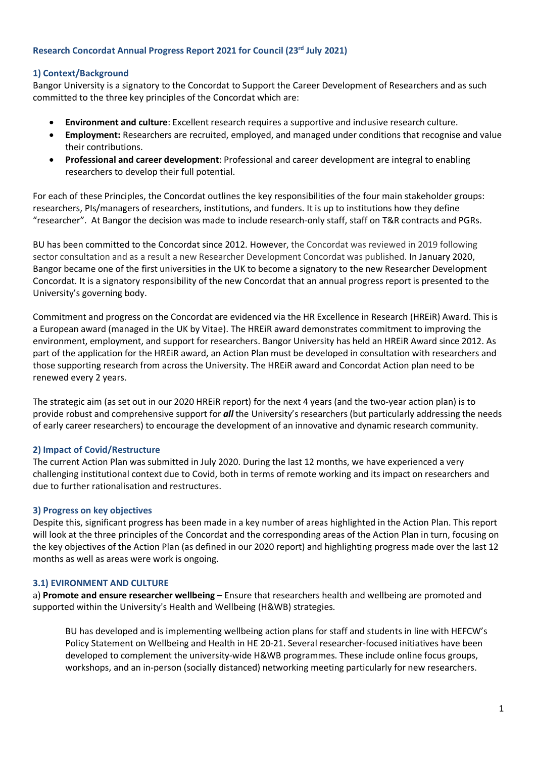# Research Concordat Annual Progress Report 2021 for Council (23rd July 2021)

## 1) Context/Background

Bangor University is a signatory to the Concordat to Support the Career Development of Researchers and as such committed to the three key principles of the Concordat which are:

- **Environment and culture**: Excellent research requires a supportive and inclusive research culture.
- **Employment:** Researchers are recruited, employed, and managed under conditions that recognise and value their contributions.
- **Professional and career development**: Professional and career development are integral to enabling researchers to develop their full potential.

For each of these Principles, the Concordat outlines the key responsibilities of the four main stakeholder groups: researchers, PIs/managers of researchers, institutions, and funders. It is up to institutions how they define "researcher". At Bangor the decision was made to include research-only staff, staff on T&R contracts and PGRs.

BU has been committed to the Concordat since 2012. However, the Concordat was reviewed in 2019 following sector consultation and as a result a new Researcher Development Concordat was published. In January 2020, Bangor became one of the first universities in the UK to become a signatory to the new Researcher Development Concordat. It is a signatory responsibility of the new Concordat that an annual progress report is presented to the University's governing body.

Commitment and progress on the Concordat are evidenced via the HR Excellence in Research (HREiR) Award. This is a European award (managed in the UK by Vitae). The HREiR award demonstrates commitment to improving the environment, employment, and support for researchers. Bangor University has held an HREiR Award since 2012. As part of the application for the HREiR award, an Action Plan must be developed in consultation with researchers and those supporting research from across the University. The HREiR award and Concordat Action plan need to be renewed every 2 years.

The strategic aim (as set out in our 2020 HREiR report) for the next 4 years (and the two-year action plan) is to provide robust and comprehensive support for ***all*** the University's researchers (but particularly addressing the needs of early career researchers) to encourage the development of an innovative and dynamic research community.

## 2) Impact of Covid/Restructure

The current Action Plan was submitted in July 2020. During the last 12 months, we have experienced a very challenging institutional context due to Covid, both in terms of remote working and its impact on researchers and due to further rationalisation and restructures.

## 3) Progress on key objectives

Despite this, significant progress has been made in a key number of areas highlighted in the Action Plan. This report will look at the three principles of the Concordat and the corresponding areas of the Action Plan in turn, focusing on the key objectives of the Action Plan (as defined in our 2020 report) and highlighting progress made over the last 12 months as well as areas were work is ongoing.

### 3.1) EVIRONMENT AND CULTURE

a) **Promote and ensure researcher wellbeing** – Ensure that researchers health and wellbeing are promoted and supported within the University's Health and Wellbeing (H&WB) strategies.

> BU has developed and is implementing wellbeing action plans for staff and students in line with HEFCW's Policy Statement on Wellbeing and Health in HE 20-21. Several researcher-focused initiatives have been developed to complement the university-wide H&WB programmes. These include online focus groups, workshops, and an in-person (socially distanced) networking meeting particularly for new researchers.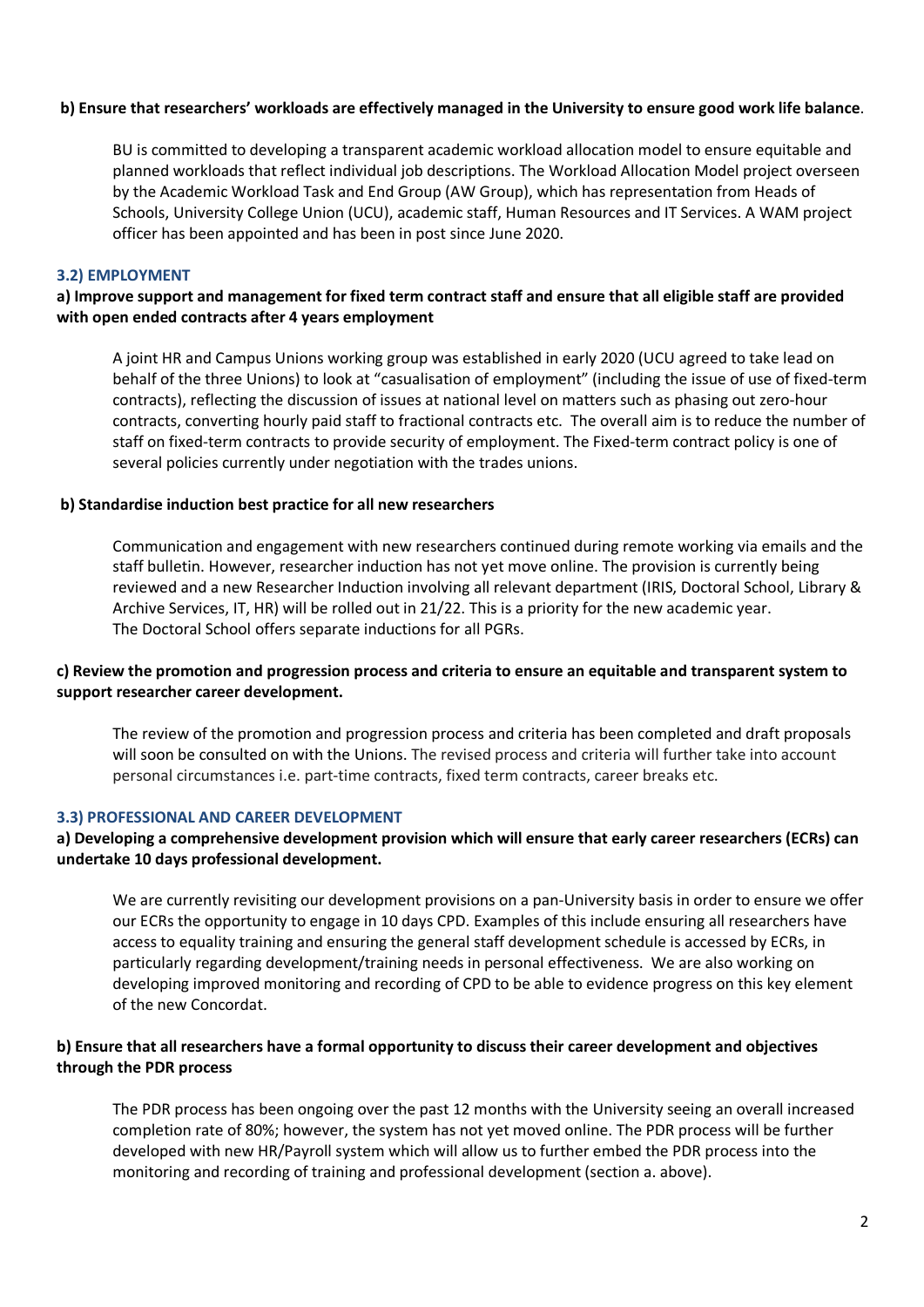**b) Ensure that researchers' workloads are effectively managed in the University to ensure good work life balance**.

BU is committed to developing a transparent academic workload allocation model to ensure equitable and planned workloads that reflect individual job descriptions. The Workload Allocation Model project overseen by the Academic Workload Task and End Group (AW Group), which has representation from Heads of Schools, University College Union (UCU), academic staff, Human Resources and IT Services. A WAM project officer has been appointed and has been in post since June 2020.

### 3.2) EMPLOYMENT

**a) Improve support and management for fixed term contract staff and ensure that all eligible staff are provided with open ended contracts after 4 years employment**

A joint HR and Campus Unions working group was established in early 2020 (UCU agreed to take lead on behalf of the three Unions) to look at "casualisation of employment" (including the issue of use of fixed-term contracts), reflecting the discussion of issues at national level on matters such as phasing out zero-hour contracts, converting hourly paid staff to fractional contracts etc. The overall aim is to reduce the number of staff on fixed-term contracts to provide security of employment. The Fixed-term contract policy is one of several policies currently under negotiation with the trades unions.

**b) Standardise induction best practice for all new researchers**

Communication and engagement with new researchers continued during remote working via emails and the staff bulletin. However, researcher induction has not yet move online. The provision is currently being reviewed and a new Researcher Induction involving all relevant department (IRIS, Doctoral School, Library & Archive Services, IT, HR) will be rolled out in 21/22. This is a priority for the new academic year. The Doctoral School offers separate inductions for all PGRs.

**c) Review the promotion and progression process and criteria to ensure an equitable and transparent system to support researcher career development.**

The review of the promotion and progression process and criteria has been completed and draft proposals will soon be consulted on with the Unions. The revised process and criteria will further take into account personal circumstances i.e. part-time contracts, fixed term contracts, career breaks etc.

### 3.3) PROFESSIONAL AND CAREER DEVELOPMENT

**a) Developing a comprehensive development provision which will ensure that early career researchers (ECRs) can undertake 10 days professional development.**

We are currently revisiting our development provisions on a pan-University basis in order to ensure we offer our ECRs the opportunity to engage in 10 days CPD. Examples of this include ensuring all researchers have access to equality training and ensuring the general staff development schedule is accessed by ECRs, in particularly regarding development/training needs in personal effectiveness. We are also working on developing improved monitoring and recording of CPD to be able to evidence progress on this key element of the new Concordat.

**b) Ensure that all researchers have a formal opportunity to discuss their career development and objectives through the PDR process**

The PDR process has been ongoing over the past 12 months with the University seeing an overall increased completion rate of 80%; however, the system has not yet moved online. The PDR process will be further developed with new HR/Payroll system which will allow us to further embed the PDR process into the monitoring and recording of training and professional development (section a. above).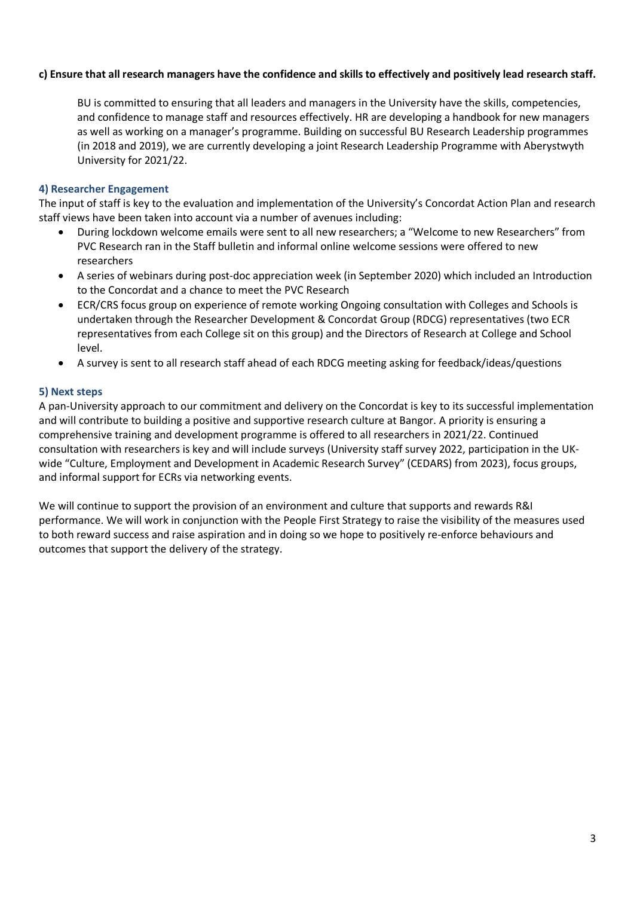**c) Ensure that all research managers have the confidence and skills to effectively and positively lead research staff.**

BU is committed to ensuring that all leaders and managers in the University have the skills, competencies, and confidence to manage staff and resources effectively. HR are developing a handbook for new managers as well as working on a manager's programme. Building on successful BU Research Leadership programmes (in 2018 and 2019), we are currently developing a joint Research Leadership Programme with Aberystwyth University for 2021/22.

### 4) Researcher Engagement

The input of staff is key to the evaluation and implementation of the University's Concordat Action Plan and research staff views have been taken into account via a number of avenues including:

- During lockdown welcome emails were sent to all new researchers; a "Welcome to new Researchers" from PVC Research ran in the Staff bulletin and informal online welcome sessions were offered to new researchers
- A series of webinars during post-doc appreciation week (in September 2020) which included an Introduction to the Concordat and a chance to meet the PVC Research
- ECR/CRS focus group on experience of remote working Ongoing consultation with Colleges and Schools is undertaken through the Researcher Development & Concordat Group (RDCG) representatives (two ECR representatives from each College sit on this group) and the Directors of Research at College and School level.
- A survey is sent to all research staff ahead of each RDCG meeting asking for feedback/ideas/questions

### 5) Next steps

A pan-University approach to our commitment and delivery on the Concordat is key to its successful implementation and will contribute to building a positive and supportive research culture at Bangor. A priority is ensuring a comprehensive training and development programme is offered to all researchers in 2021/22. Continued consultation with researchers is key and will include surveys (University staff survey 2022, participation in the UK-wide "Culture, Employment and Development in Academic Research Survey" (CEDARS) from 2023), focus groups, and informal support for ECRs via networking events.

We will continue to support the provision of an environment and culture that supports and rewards R&I performance. We will work in conjunction with the People First Strategy to raise the visibility of the measures used to both reward success and raise aspiration and in doing so we hope to positively re-enforce behaviours and outcomes that support the delivery of the strategy.